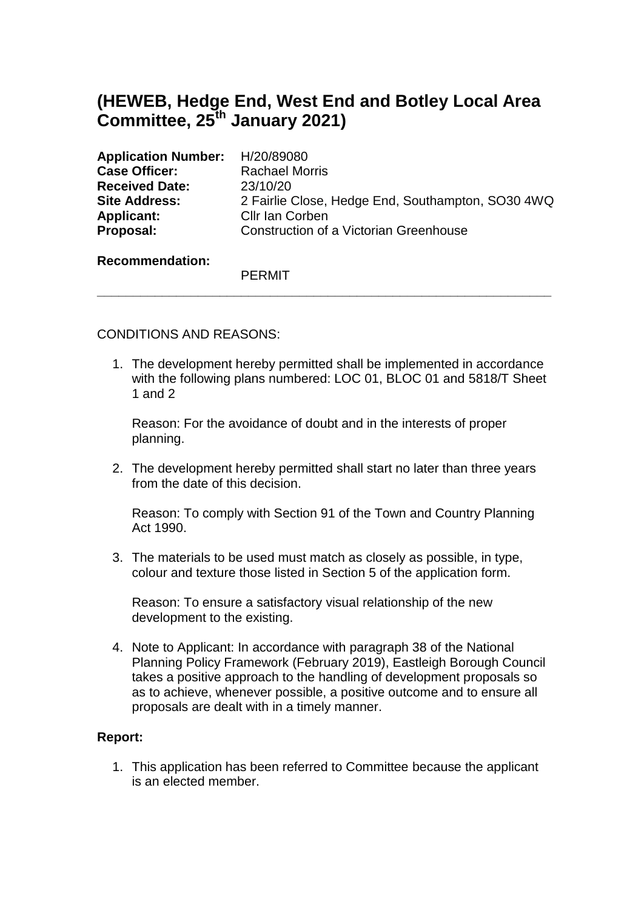# (HEWEB, Hedge End, West End and Botley Local Area Committee, 25th January 2021)

**Application Number:** H/20/89080
**Case Officer:** Rachael Morris
**Received Date:** 23/10/20
**Site Address:** 2 Fairlie Close, Hedge End, Southampton, SO30 4WQ
**Applicant:** Cllr Ian Corben
**Proposal:** Construction of a Victorian Greenhouse

**Recommendation:**

PERMIT

---

CONDITIONS AND REASONS:

1. The development hereby permitted shall be implemented in accordance with the following plans numbered: LOC 01, BLOC 01 and 5818/T Sheet 1 and 2

   Reason: For the avoidance of doubt and in the interests of proper planning.

2. The development hereby permitted shall start no later than three years from the date of this decision.

   Reason: To comply with Section 91 of the Town and Country Planning Act 1990.

3. The materials to be used must match as closely as possible, in type, colour and texture those listed in Section 5 of the application form.

   Reason: To ensure a satisfactory visual relationship of the new development to the existing.

4. Note to Applicant: In accordance with paragraph 38 of the National Planning Policy Framework (February 2019), Eastleigh Borough Council takes a positive approach to the handling of development proposals so as to achieve, whenever possible, a positive outcome and to ensure all proposals are dealt with in a timely manner.

**Report:**

1. This application has been referred to Committee because the applicant is an elected member.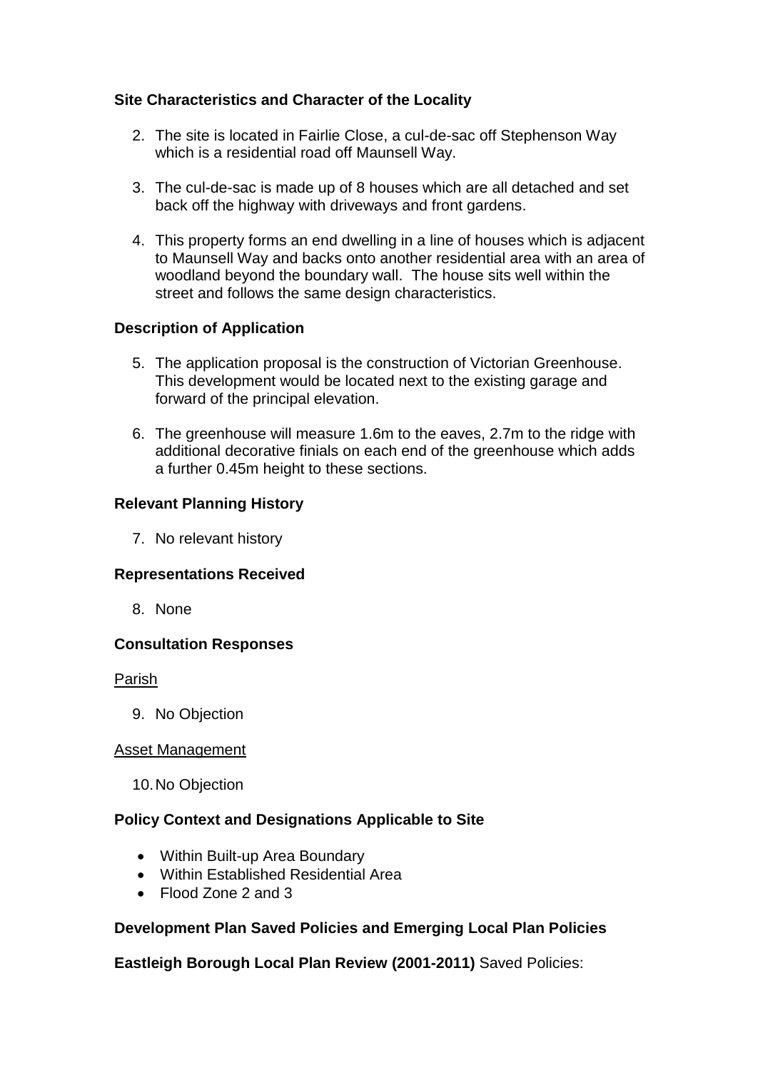**Site Characteristics and Character of the Locality**

2. The site is located in Fairlie Close, a cul-de-sac off Stephenson Way which is a residential road off Maunsell Way.

3. The cul-de-sac is made up of 8 houses which are all detached and set back off the highway with driveways and front gardens.

4. This property forms an end dwelling in a line of houses which is adjacent to Maunsell Way and backs onto another residential area with an area of woodland beyond the boundary wall. The house sits well within the street and follows the same design characteristics.

**Description of Application**

5. The application proposal is the construction of Victorian Greenhouse. This development would be located next to the existing garage and forward of the principal elevation.

6. The greenhouse will measure 1.6m to the eaves, 2.7m to the ridge with additional decorative finials on each end of the greenhouse which adds a further 0.45m height to these sections.

**Relevant Planning History**

7. No relevant history

**Representations Received**

8. None

**Consultation Responses**

Parish

9. No Objection

Asset Management

10. No Objection

**Policy Context and Designations Applicable to Site**

- Within Built-up Area Boundary
- Within Established Residential Area
- Flood Zone 2 and 3

**Development Plan Saved Policies and Emerging Local Plan Policies**

**Eastleigh Borough Local Plan Review (2001-2011)** Saved Policies: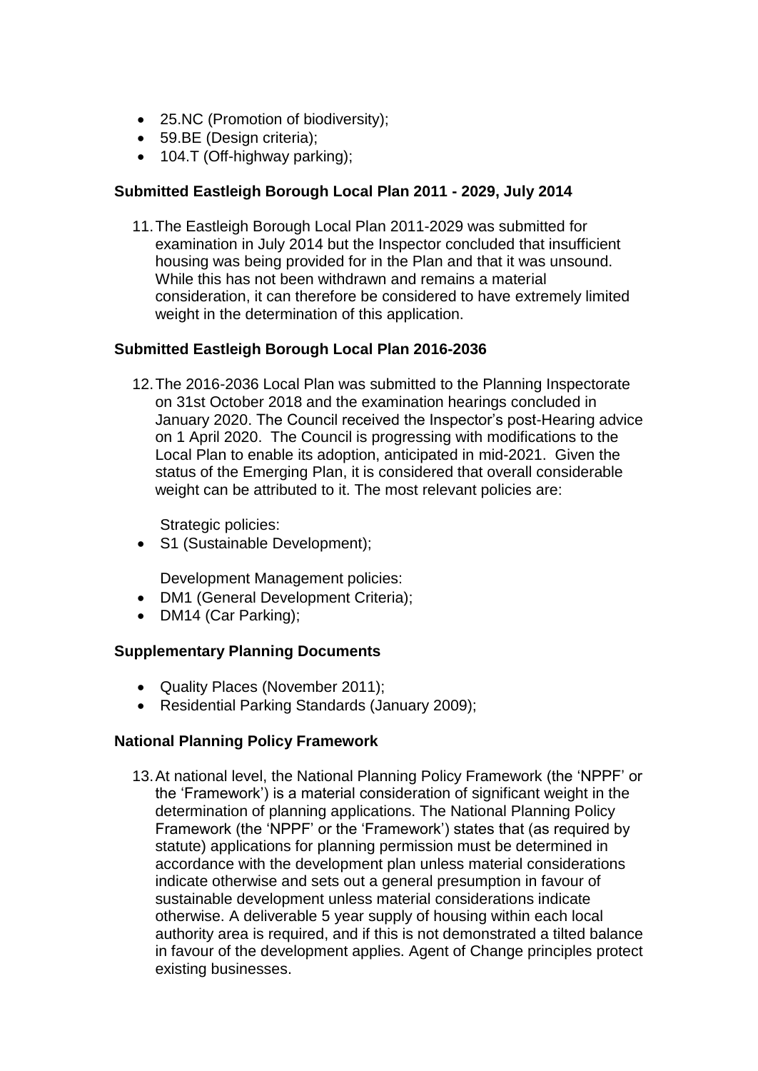- 25.NC (Promotion of biodiversity);
- 59.BE (Design criteria);
- 104.T (Off-highway parking);

**Submitted Eastleigh Borough Local Plan 2011 - 2029, July 2014**

11. The Eastleigh Borough Local Plan 2011-2029 was submitted for examination in July 2014 but the Inspector concluded that insufficient housing was being provided for in the Plan and that it was unsound. While this has not been withdrawn and remains a material consideration, it can therefore be considered to have extremely limited weight in the determination of this application.

**Submitted Eastleigh Borough Local Plan 2016-2036**

12. The 2016-2036 Local Plan was submitted to the Planning Inspectorate on 31st October 2018 and the examination hearings concluded in January 2020. The Council received the Inspector's post-Hearing advice on 1 April 2020. The Council is progressing with modifications to the Local Plan to enable its adoption, anticipated in mid-2021. Given the status of the Emerging Plan, it is considered that overall considerable weight can be attributed to it. The most relevant policies are:

Strategic policies:

- S1 (Sustainable Development);

Development Management policies:

- DM1 (General Development Criteria);
- DM14 (Car Parking);

**Supplementary Planning Documents**

- Quality Places (November 2011);
- Residential Parking Standards (January 2009);

**National Planning Policy Framework**

13. At national level, the National Planning Policy Framework (the 'NPPF' or the 'Framework') is a material consideration of significant weight in the determination of planning applications. The National Planning Policy Framework (the 'NPPF' or the 'Framework') states that (as required by statute) applications for planning permission must be determined in accordance with the development plan unless material considerations indicate otherwise and sets out a general presumption in favour of sustainable development unless material considerations indicate otherwise. A deliverable 5 year supply of housing within each local authority area is required, and if this is not demonstrated a tilted balance in favour of the development applies. Agent of Change principles protect existing businesses.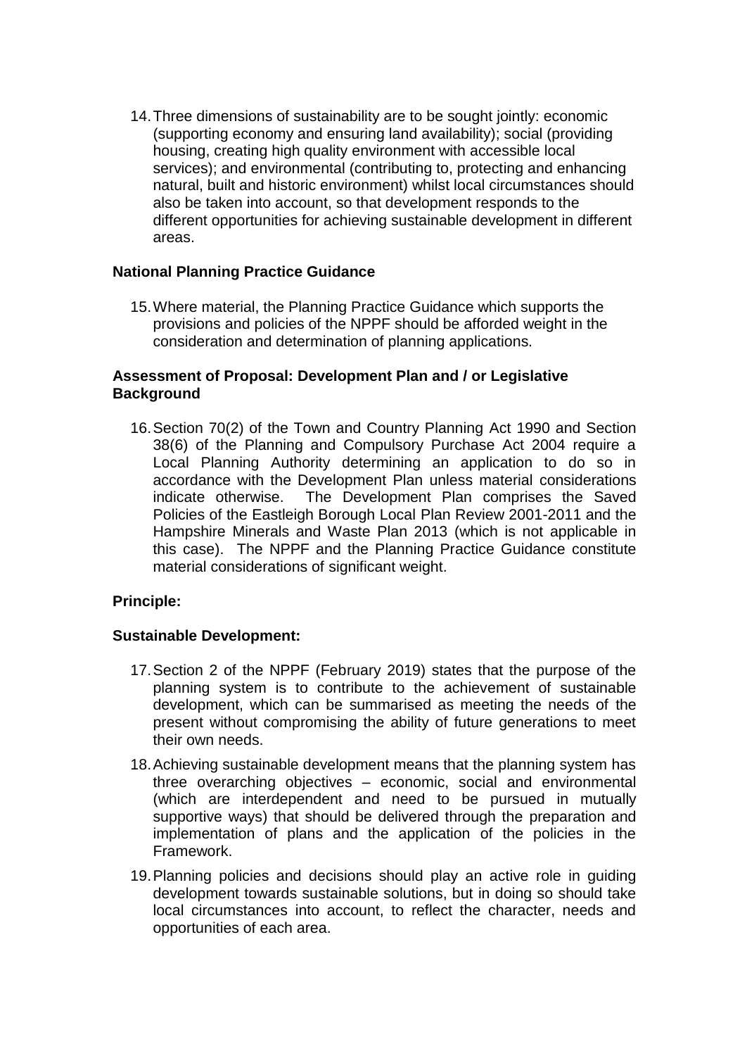14. Three dimensions of sustainability are to be sought jointly: economic (supporting economy and ensuring land availability); social (providing housing, creating high quality environment with accessible local services); and environmental (contributing to, protecting and enhancing natural, built and historic environment) whilst local circumstances should also be taken into account, so that development responds to the different opportunities for achieving sustainable development in different areas.

**National Planning Practice Guidance**

15. Where material, the Planning Practice Guidance which supports the provisions and policies of the NPPF should be afforded weight in the consideration and determination of planning applications.

**Assessment of Proposal: Development Plan and / or Legislative Background**

16. Section 70(2) of the Town and Country Planning Act 1990 and Section 38(6) of the Planning and Compulsory Purchase Act 2004 require a Local Planning Authority determining an application to do so in accordance with the Development Plan unless material considerations indicate otherwise. The Development Plan comprises the Saved Policies of the Eastleigh Borough Local Plan Review 2001-2011 and the Hampshire Minerals and Waste Plan 2013 (which is not applicable in this case). The NPPF and the Planning Practice Guidance constitute material considerations of significant weight.

**Principle:**

**Sustainable Development:**

17. Section 2 of the NPPF (February 2019) states that the purpose of the planning system is to contribute to the achievement of sustainable development, which can be summarised as meeting the needs of the present without compromising the ability of future generations to meet their own needs.

18. Achieving sustainable development means that the planning system has three overarching objectives – economic, social and environmental (which are interdependent and need to be pursued in mutually supportive ways) that should be delivered through the preparation and implementation of plans and the application of the policies in the Framework.

19. Planning policies and decisions should play an active role in guiding development towards sustainable solutions, but in doing so should take local circumstances into account, to reflect the character, needs and opportunities of each area.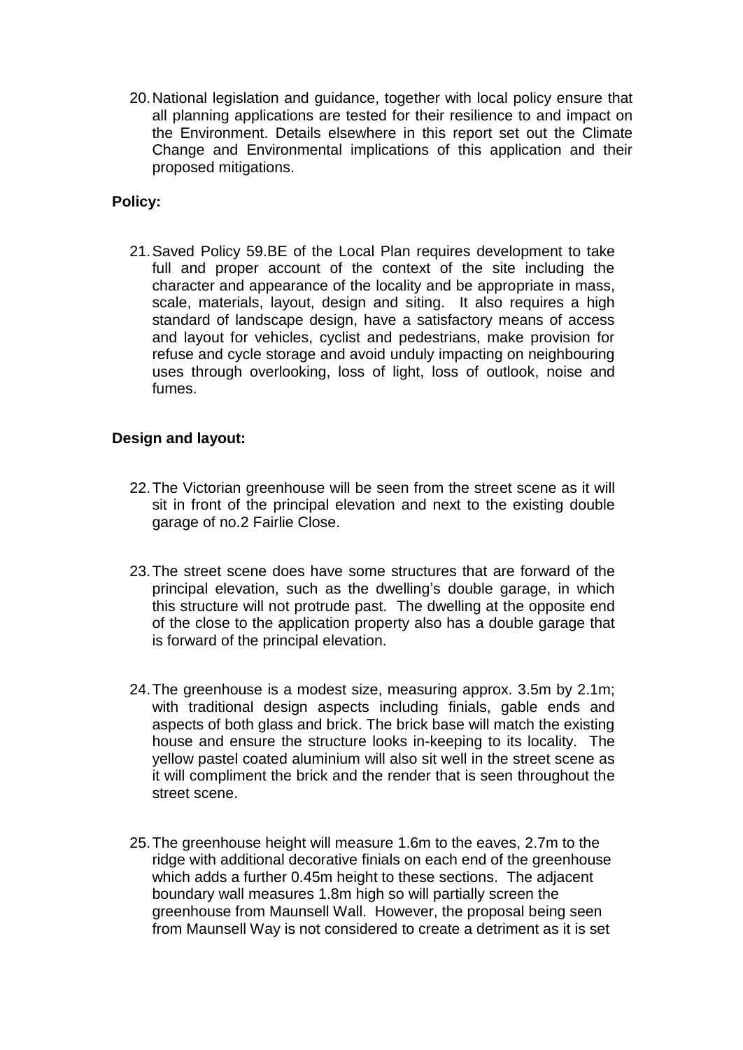20. National legislation and guidance, together with local policy ensure that all planning applications are tested for their resilience to and impact on the Environment. Details elsewhere in this report set out the Climate Change and Environmental implications of this application and their proposed mitigations.

**Policy:**

21. Saved Policy 59.BE of the Local Plan requires development to take full and proper account of the context of the site including the character and appearance of the locality and be appropriate in mass, scale, materials, layout, design and siting. It also requires a high standard of landscape design, have a satisfactory means of access and layout for vehicles, cyclist and pedestrians, make provision for refuse and cycle storage and avoid unduly impacting on neighbouring uses through overlooking, loss of light, loss of outlook, noise and fumes.

**Design and layout:**

22. The Victorian greenhouse will be seen from the street scene as it will sit in front of the principal elevation and next to the existing double garage of no.2 Fairlie Close.

23. The street scene does have some structures that are forward of the principal elevation, such as the dwelling's double garage, in which this structure will not protrude past. The dwelling at the opposite end of the close to the application property also has a double garage that is forward of the principal elevation.

24. The greenhouse is a modest size, measuring approx. 3.5m by 2.1m; with traditional design aspects including finials, gable ends and aspects of both glass and brick. The brick base will match the existing house and ensure the structure looks in-keeping to its locality. The yellow pastel coated aluminium will also sit well in the street scene as it will compliment the brick and the render that is seen throughout the street scene.

25. The greenhouse height will measure 1.6m to the eaves, 2.7m to the ridge with additional decorative finials on each end of the greenhouse which adds a further 0.45m height to these sections. The adjacent boundary wall measures 1.8m high so will partially screen the greenhouse from Maunsell Wall. However, the proposal being seen from Maunsell Way is not considered to create a detriment as it is set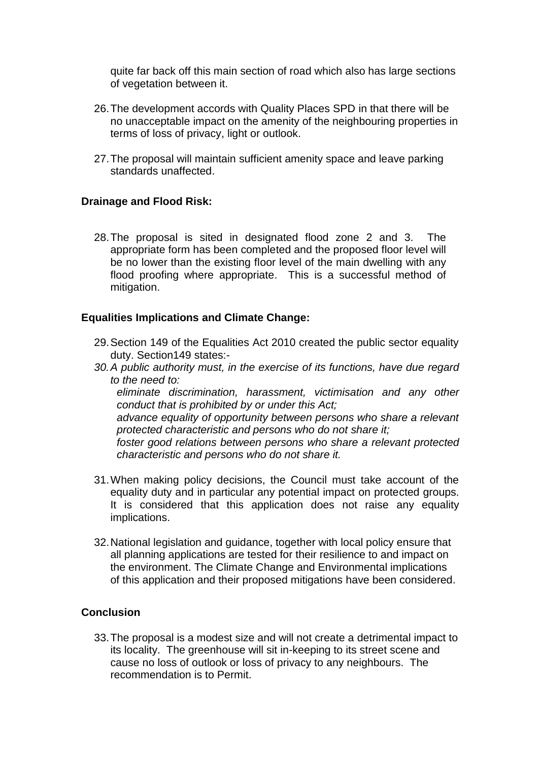quite far back off this main section of road which also has large sections of vegetation between it.

26. The development accords with Quality Places SPD in that there will be no unacceptable impact on the amenity of the neighbouring properties in terms of loss of privacy, light or outlook.

27. The proposal will maintain sufficient amenity space and leave parking standards unaffected.

**Drainage and Flood Risk:**

28. The proposal is sited in designated flood zone 2 and 3. The appropriate form has been completed and the proposed floor level will be no lower than the existing floor level of the main dwelling with any flood proofing where appropriate. This is a successful method of mitigation.

**Equalities Implications and Climate Change:**

29. Section 149 of the Equalities Act 2010 created the public sector equality duty. Section149 states:-

30. *A public authority must, in the exercise of its functions, have due regard to the need to:*
    *eliminate discrimination, harassment, victimisation and any other conduct that is prohibited by or under this Act;*
    *advance equality of opportunity between persons who share a relevant protected characteristic and persons who do not share it;*
    *foster good relations between persons who share a relevant protected characteristic and persons who do not share it.*

31. When making policy decisions, the Council must take account of the equality duty and in particular any potential impact on protected groups. It is considered that this application does not raise any equality implications.

32. National legislation and guidance, together with local policy ensure that all planning applications are tested for their resilience to and impact on the environment. The Climate Change and Environmental implications of this application and their proposed mitigations have been considered.

**Conclusion**

33. The proposal is a modest size and will not create a detrimental impact to its locality. The greenhouse will sit in-keeping to its street scene and cause no loss of outlook or loss of privacy to any neighbours. The recommendation is to Permit.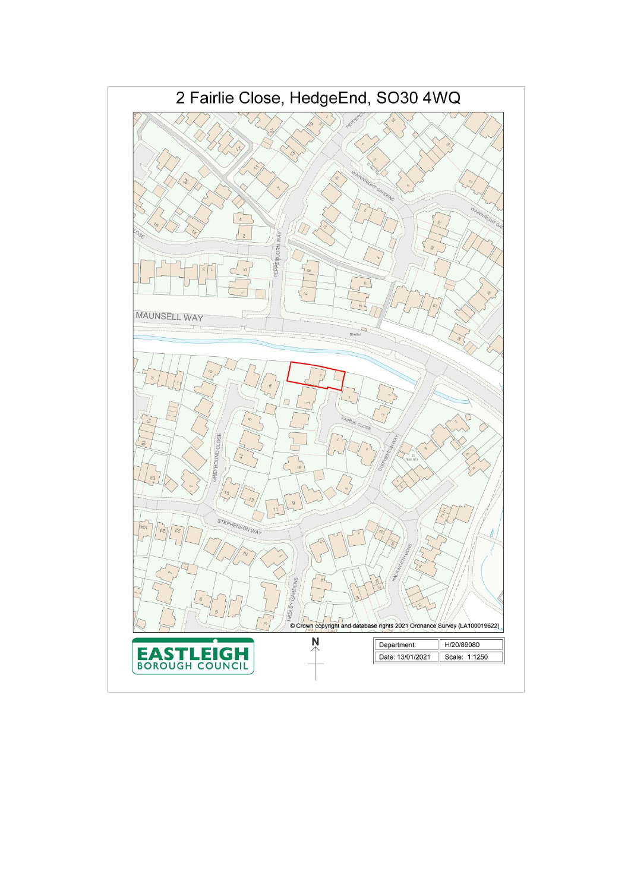# 2 Fairlie Close, HedgeEnd, SO30 4WQ

MAUNSELL WAY

PEPPERCORN WAY

WAINWRIGHT GARDENS

FAIRLIE CLOSE

GREYHOUND CLOSE

STEPHENSON WAY

HEDLEY GARDENS

HACKWORTH GDNS

Shelter

Sub Sta

© Crown copyright and database rights 2021 Ordnance Survey (LA100019622)

N

EASTLEIGH BOROUGH COUNCIL

| | |
|---|---|
| Department: | H/20/89080 |
| Date: 13/01/2021 | Scale: 1:1250 |